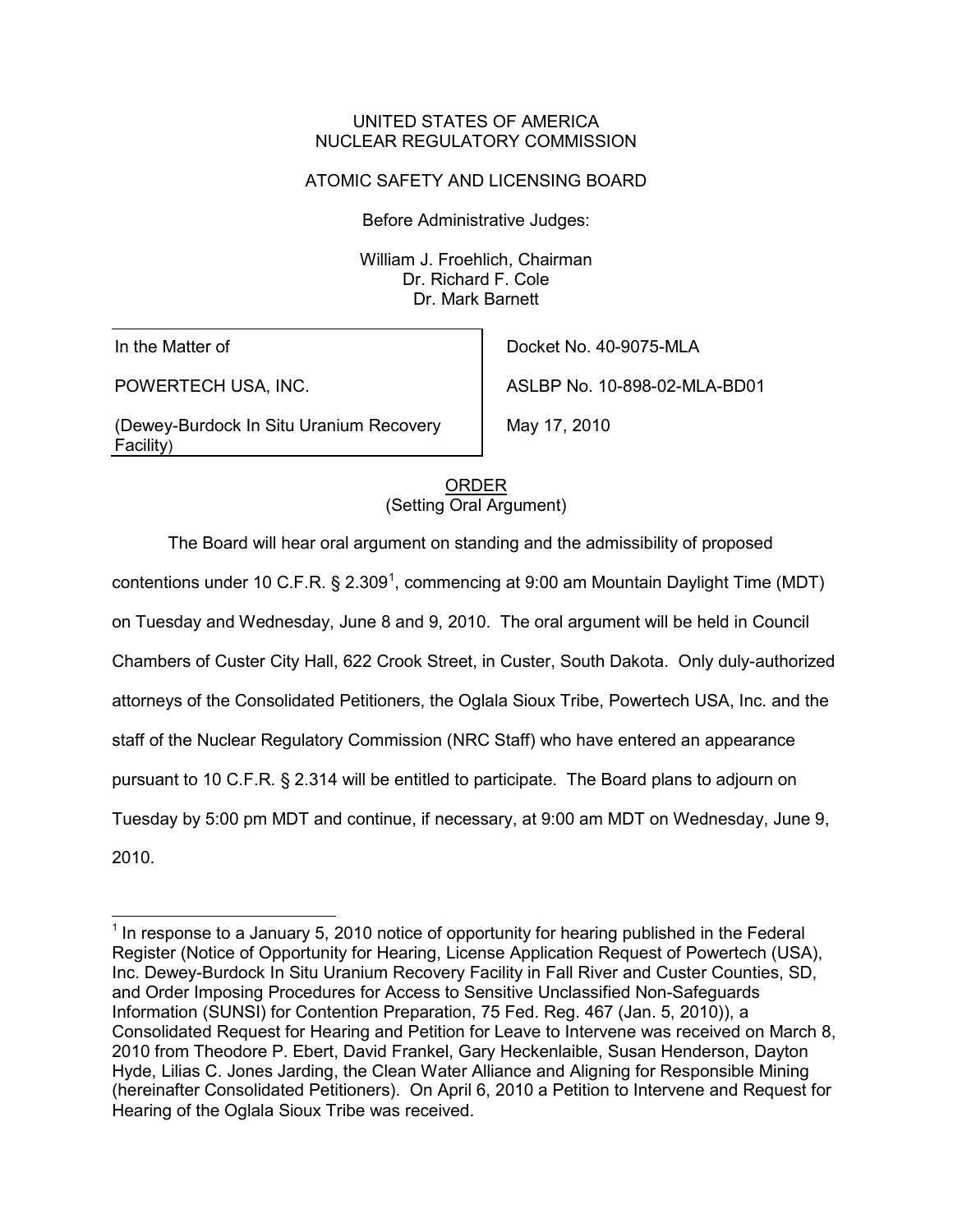UNITED STATES OF AMERICA
NUCLEAR REGULATORY COMMISSION

ATOMIC SAFETY AND LICENSING BOARD

Before Administrative Judges:

William J. Froehlich, Chairman
Dr. Richard F. Cole
Dr. Mark Barnett

| | |
|---|---|
| In the Matter of | Docket No. 40-9075-MLA |
| POWERTECH USA, INC. | ASLBP No. 10-898-02-MLA-BD01 |
| (Dewey-Burdock In Situ Uranium Recovery Facility) | May 17, 2010 |

ORDER
(Setting Oral Argument)

The Board will hear oral argument on standing and the admissibility of proposed contentions under 10 C.F.R. § 2.309[1], commencing at 9:00 am Mountain Daylight Time (MDT) on Tuesday and Wednesday, June 8 and 9, 2010. The oral argument will be held in Council Chambers of Custer City Hall, 622 Crook Street, in Custer, South Dakota. Only duly-authorized attorneys of the Consolidated Petitioners, the Oglala Sioux Tribe, Powertech USA, Inc. and the staff of the Nuclear Regulatory Commission (NRC Staff) who have entered an appearance pursuant to 10 C.F.R. § 2.314 will be entitled to participate. The Board plans to adjourn on Tuesday by 5:00 pm MDT and continue, if necessary, at 9:00 am MDT on Wednesday, June 9, 2010.

---

[1] In response to a January 5, 2010 notice of opportunity for hearing published in the Federal Register (Notice of Opportunity for Hearing, License Application Request of Powertech (USA), Inc. Dewey-Burdock In Situ Uranium Recovery Facility in Fall River and Custer Counties, SD, and Order Imposing Procedures for Access to Sensitive Unclassified Non-Safeguards Information (SUNSI) for Contention Preparation, 75 Fed. Reg. 467 (Jan. 5, 2010)), a Consolidated Request for Hearing and Petition for Leave to Intervene was received on March 8, 2010 from Theodore P. Ebert, David Frankel, Gary Heckenlaible, Susan Henderson, Dayton Hyde, Lilias C. Jones Jarding, the Clean Water Alliance and Aligning for Responsible Mining (hereinafter Consolidated Petitioners). On April 6, 2010 a Petition to Intervene and Request for Hearing of the Oglala Sioux Tribe was received.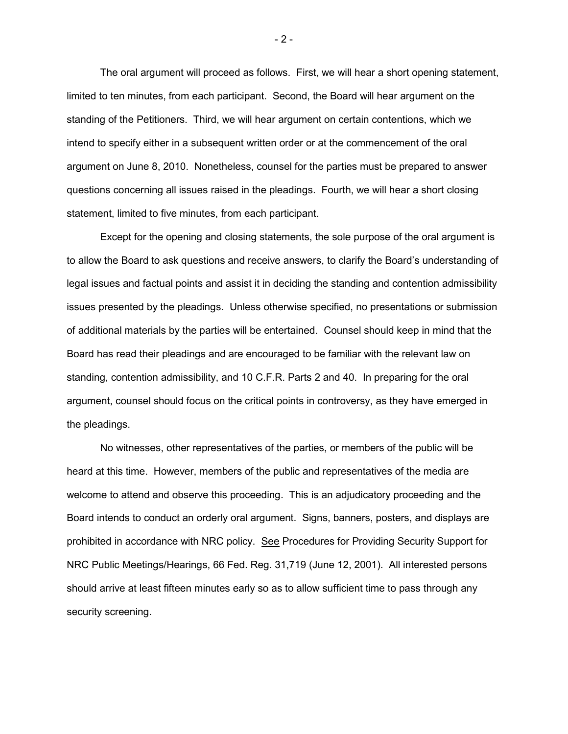The oral argument will proceed as follows. First, we will hear a short opening statement, limited to ten minutes, from each participant. Second, the Board will hear argument on the standing of the Petitioners. Third, we will hear argument on certain contentions, which we intend to specify either in a subsequent written order or at the commencement of the oral argument on June 8, 2010. Nonetheless, counsel for the parties must be prepared to answer questions concerning all issues raised in the pleadings. Fourth, we will hear a short closing statement, limited to five minutes, from each participant.

Except for the opening and closing statements, the sole purpose of the oral argument is to allow the Board to ask questions and receive answers, to clarify the Board's understanding of legal issues and factual points and assist it in deciding the standing and contention admissibility issues presented by the pleadings. Unless otherwise specified, no presentations or submission of additional materials by the parties will be entertained. Counsel should keep in mind that the Board has read their pleadings and are encouraged to be familiar with the relevant law on standing, contention admissibility, and 10 C.F.R. Parts 2 and 40. In preparing for the oral argument, counsel should focus on the critical points in controversy, as they have emerged in the pleadings.

No witnesses, other representatives of the parties, or members of the public will be heard at this time. However, members of the public and representatives of the media are welcome to attend and observe this proceeding. This is an adjudicatory proceeding and the Board intends to conduct an orderly oral argument. Signs, banners, posters, and displays are prohibited in accordance with NRC policy. See Procedures for Providing Security Support for NRC Public Meetings/Hearings, 66 Fed. Reg. 31,719 (June 12, 2001). All interested persons should arrive at least fifteen minutes early so as to allow sufficient time to pass through any security screening.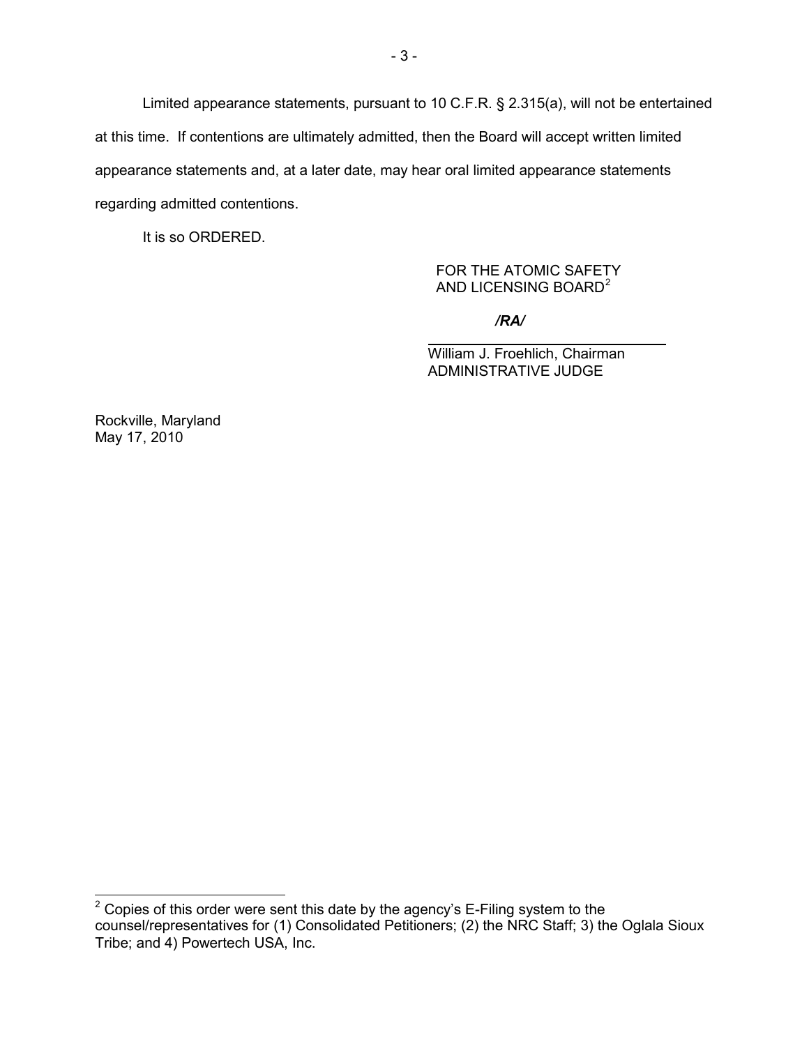Limited appearance statements, pursuant to 10 C.F.R. § 2.315(a), will not be entertained at this time. If contentions are ultimately admitted, then the Board will accept written limited appearance statements and, at a later date, may hear oral limited appearance statements regarding admitted contentions.

It is so ORDERED.

FOR THE ATOMIC SAFETY AND LICENSING BOARD[2]

***/RA/***

William J. Froehlich, Chairman
ADMINISTRATIVE JUDGE

Rockville, Maryland
May 17, 2010

---

[2] Copies of this order were sent this date by the agency's E-Filing system to the counsel/representatives for (1) Consolidated Petitioners; (2) the NRC Staff; 3) the Oglala Sioux Tribe; and 4) Powertech USA, Inc.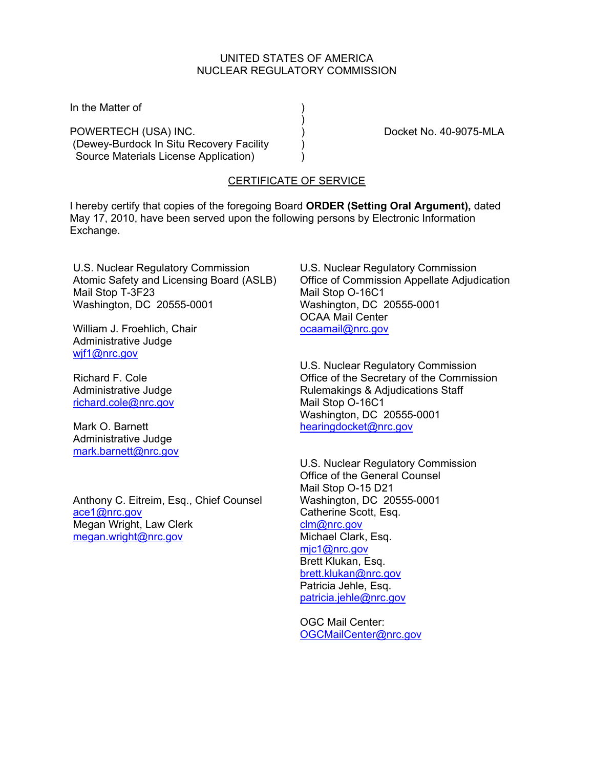UNITED STATES OF AMERICA
NUCLEAR REGULATORY COMMISSION

In the Matter of )
)
POWERTECH (USA) INC. ) Docket No. 40-9075-MLA
(Dewey-Burdock In Situ Recovery Facility )
Source Materials License Application) )

## CERTIFICATE OF SERVICE

I hereby certify that copies of the foregoing Board **ORDER (Setting Oral Argument),** dated May 17, 2010, have been served upon the following persons by Electronic Information Exchange.

U.S. Nuclear Regulatory Commission
Atomic Safety and Licensing Board (ASLB)
Mail Stop T-3F23
Washington, DC 20555-0001

William J. Froehlich, Chair
Administrative Judge
wjf1@nrc.gov

Richard F. Cole
Administrative Judge
richard.cole@nrc.gov

Mark O. Barnett
Administrative Judge
mark.barnett@nrc.gov

Anthony C. Eitreim, Esq., Chief Counsel
ace1@nrc.gov
Megan Wright, Law Clerk
megan.wright@nrc.gov

U.S. Nuclear Regulatory Commission
Office of Commission Appellate Adjudication
Mail Stop O-16C1
Washington, DC 20555-0001
OCAA Mail Center
ocaamail@nrc.gov

U.S. Nuclear Regulatory Commission
Office of the Secretary of the Commission
Rulemakings & Adjudications Staff
Mail Stop O-16C1
Washington, DC 20555-0001
hearingdocket@nrc.gov

U.S. Nuclear Regulatory Commission
Office of the General Counsel
Mail Stop O-15 D21
Washington, DC 20555-0001
Catherine Scott, Esq.
clm@nrc.gov
Michael Clark, Esq.
mjc1@nrc.gov
Brett Klukan, Esq.
brett.klukan@nrc.gov
Patricia Jehle, Esq.
patricia.jehle@nrc.gov

OGC Mail Center:
OGCMailCenter@nrc.gov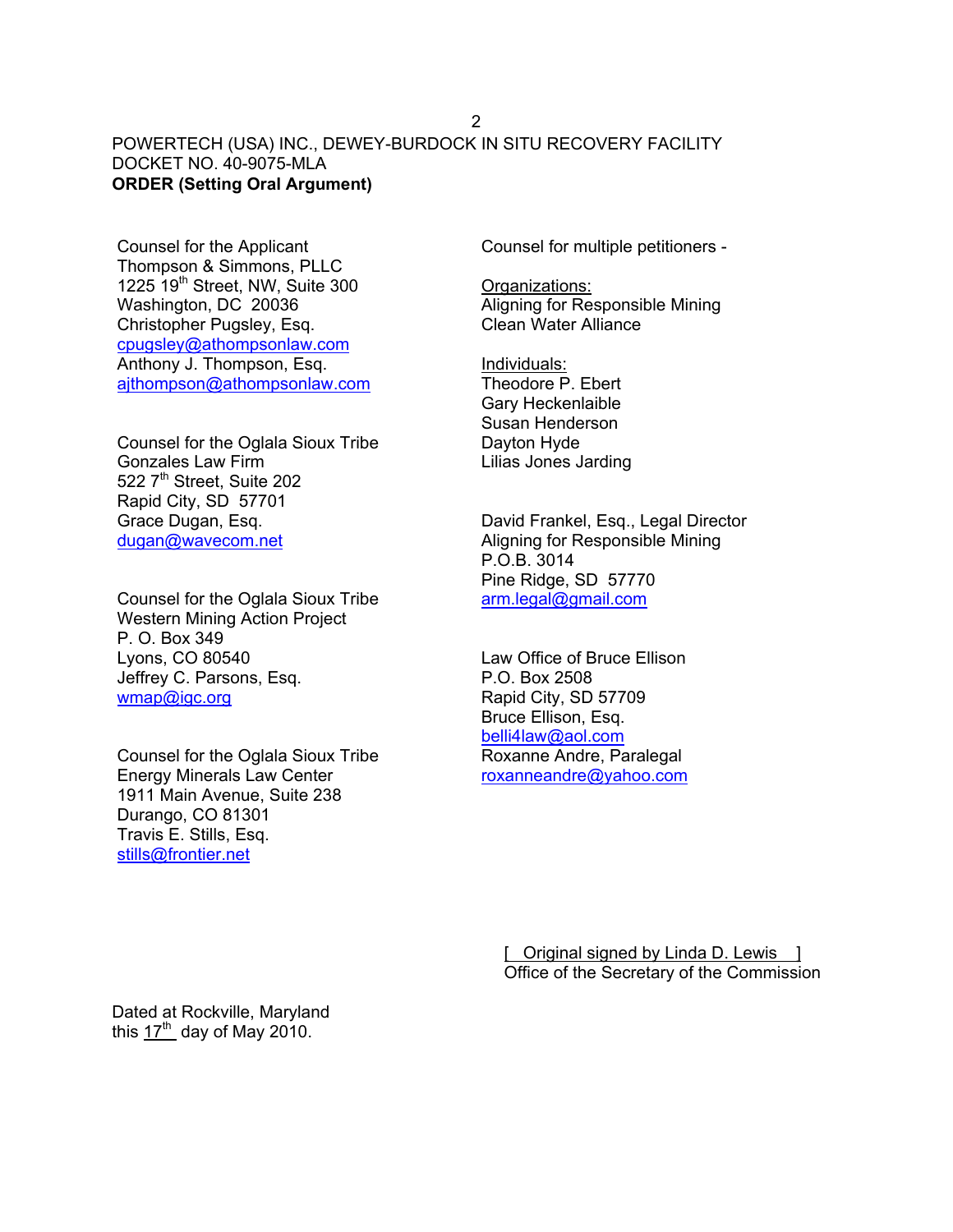POWERTECH (USA) INC., DEWEY-BURDOCK IN SITU RECOVERY FACILITY
DOCKET NO. 40-9075-MLA
**ORDER (Setting Oral Argument)**

Counsel for the Applicant
Thompson & Simmons, PLLC
1225 19th Street, NW, Suite 300
Washington, DC 20036
Christopher Pugsley, Esq.
cpugsley@athompsonlaw.com
Anthony J. Thompson, Esq.
ajthompson@athompsonlaw.com

Counsel for the Oglala Sioux Tribe
Gonzales Law Firm
522 7th Street, Suite 202
Rapid City, SD 57701
Grace Dugan, Esq.
dugan@wavecom.net

Counsel for the Oglala Sioux Tribe
Western Mining Action Project
P. O. Box 349
Lyons, CO 80540
Jeffrey C. Parsons, Esq.
wmap@igc.org

Counsel for the Oglala Sioux Tribe
Energy Minerals Law Center
1911 Main Avenue, Suite 238
Durango, CO 81301
Travis E. Stills, Esq.
stills@frontier.net

Counsel for multiple petitioners -

Organizations:
Aligning for Responsible Mining
Clean Water Alliance

Individuals:
Theodore P. Ebert
Gary Heckenlaible
Susan Henderson
Dayton Hyde
Lilias Jones Jarding

David Frankel, Esq., Legal Director
Aligning for Responsible Mining
P.O.B. 3014
Pine Ridge, SD 57770
arm.legal@gmail.com

Law Office of Bruce Ellison
P.O. Box 2508
Rapid City, SD 57709
Bruce Ellison, Esq.
belli4law@aol.com
Roxanne Andre, Paralegal
roxanneandre@yahoo.com

[ Original signed by Linda D. Lewis ]
Office of the Secretary of the Commission

Dated at Rockville, Maryland
this 17th day of May 2010.